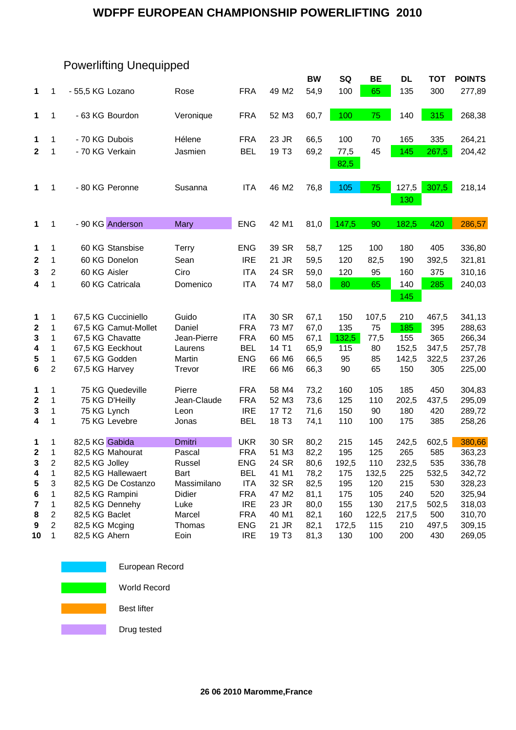# WDFPF EUROPEAN CHAMPIONSHIP POWERLIFTING 2010

## Powerlifting Unequipped

| | | Class | Name | First name | Country | Age | Cat. | BW | SQ | BE | DL | TOT | POINTS |
|---|---|---|---|---|---|---|---|---|---|---|---|---|---|
| **1** | 1 | - 55,5 KG | Lozano | Rose | FRA | 49 | M2 | 54,9 | 100 | 65 | 135 | 300 | 277,89 |
| **1** | 1 | - 63 KG | Bourdon | Veronique | FRA | 52 | M3 | 60,7 | 100 | 75 | 140 | 315 | 268,38 |
| **1** | 1 | - 70 KG | Dubois | Hélene | FRA | 23 | JR | 66,5 | 100 | 70 | 165 | 335 | 264,21 |
| **2** | 1 | - 70 KG | Verkain | Jasmien | BEL | 19 | T3 | 69,2 | 77,5 | 45 | 145 | 267,5 | 204,42 |
| | | | | | | | | | 82,5 | | | | |
| **1** | 1 | - 80 KG | Peronne | Susanna | ITA | 46 | M2 | 76,8 | 105 | 75 | 127,5 | 307,5 | 218,14 |
| | | | | | | | | | | | 130 | | |
| **1** | 1 | - 90 KG | Anderson | Mary | ENG | 42 | M1 | 81,0 | 147,5 | 90 | 182,5 | 420 | 286,57 |
| **1** | 1 | 60 KG | Stansbise | Terry | ENG | 39 | SR | 58,7 | 125 | 100 | 180 | 405 | 336,80 |
| **2** | 1 | 60 KG | Donelon | Sean | IRE | 21 | JR | 59,5 | 120 | 82,5 | 190 | 392,5 | 321,81 |
| **3** | 2 | 60 KG | Aisler | Ciro | ITA | 24 | SR | 59,0 | 120 | 95 | 160 | 375 | 310,16 |
| **4** | 1 | 60 KG | Catricala | Domenico | ITA | 74 | M7 | 58,0 | 80 | 65 | 140 | 285 | 240,03 |
| | | | | | | | | | | | 145 | | |
| **1** | 1 | 67,5 KG | Cucciniello | Guido | ITA | 30 | SR | 67,1 | 150 | 107,5 | 210 | 467,5 | 341,13 |
| **2** | 1 | 67,5 KG | Camut-Mollet | Daniel | FRA | 73 | M7 | 67,0 | 135 | 75 | 185 | 395 | 288,63 |
| **3** | 1 | 67,5 KG | Chavatte | Jean-Pierre | FRA | 60 | M5 | 67,1 | 132,5 | 77,5 | 155 | 365 | 266,34 |
| **4** | 1 | 67,5 KG | Eeckhout | Laurens | BEL | 14 | T1 | 65,9 | 115 | 80 | 152,5 | 347,5 | 257,78 |
| **5** | 1 | 67,5 KG | Godden | Martin | ENG | 66 | M6 | 66,5 | 95 | 85 | 142,5 | 322,5 | 237,26 |
| **6** | 2 | 67,5 KG | Harvey | Trevor | IRE | 66 | M6 | 66,3 | 90 | 65 | 150 | 305 | 225,00 |
| **1** | 1 | 75 KG | Quedeville | Pierre | FRA | 58 | M4 | 73,2 | 160 | 105 | 185 | 450 | 304,83 |
| **2** | 1 | 75 KG | D'Heilly | Jean-Claude | FRA | 52 | M3 | 73,6 | 125 | 110 | 202,5 | 437,5 | 295,09 |
| **3** | 1 | 75 KG | Lynch | Leon | IRE | 17 | T2 | 71,6 | 150 | 90 | 180 | 420 | 289,72 |
| **4** | 1 | 75 KG | Levebre | Jonas | BEL | 18 | T3 | 74,1 | 110 | 100 | 175 | 385 | 258,26 |
| **1** | 1 | 82,5 KG | Gabida | Dmitri | UKR | 30 | SR | 80,2 | 215 | 145 | 242,5 | 602,5 | 380,66 |
| **2** | 1 | 82,5 KG | Mahourat | Pascal | FRA | 51 | M3 | 82,2 | 195 | 125 | 265 | 585 | 363,23 |
| **3** | 2 | 82,5 KG | Jolley | Russel | ENG | 24 | SR | 80,6 | 192,5 | 110 | 232,5 | 535 | 336,78 |
| **4** | 1 | 82,5 KG | Hallewaert | Bart | BEL | 41 | M1 | 78,2 | 175 | 132,5 | 225 | 532,5 | 342,72 |
| **5** | 3 | 82,5 KG | De Costanzo | Massimilano | ITA | 32 | SR | 82,5 | 195 | 120 | 215 | 530 | 328,23 |
| **6** | 1 | 82,5 KG | Rampini | Didier | FRA | 47 | M2 | 81,1 | 175 | 105 | 240 | 520 | 325,94 |
| **7** | 1 | 82,5 KG | Dennehy | Luke | IRE | 23 | JR | 80,0 | 155 | 130 | 217,5 | 502,5 | 318,03 |
| **8** | 2 | 82,5 KG | Baclet | Marcel | FRA | 40 | M1 | 82,1 | 160 | 122,5 | 217,5 | 500 | 310,70 |
| **9** | 2 | 82,5 KG | Mcging | Thomas | ENG | 21 | JR | 82,1 | 172,5 | 115 | 210 | 497,5 | 309,15 |
| **10** | 1 | 82,5 KG | Ahern | Eoin | IRE | 19 | T3 | 81,3 | 130 | 100 | 200 | 430 | 269,05 |

Legend:

- European Record (blue): Peronne SQ 105
- World Record (green): Lozano BE 65; Bourdon SQ 100, BE 75, TOT 315; Verkain SQ 82,5, DL 145, TOT 267,5; Peronne BE 75, DL 130, TOT 307,5; Anderson SQ 147,5, BE 90, DL 182,5, TOT 420; Catricala SQ 80, BE 65, DL 145, TOT 285; Camut-Mollet DL 185; Chavatte SQ 132,5
- Best lifter (orange): Anderson 286,57; Gabida 380,66
- Drug tested (purple): Anderson Mary; Gabida Dmitri

**26 06 2010 Maromme,France**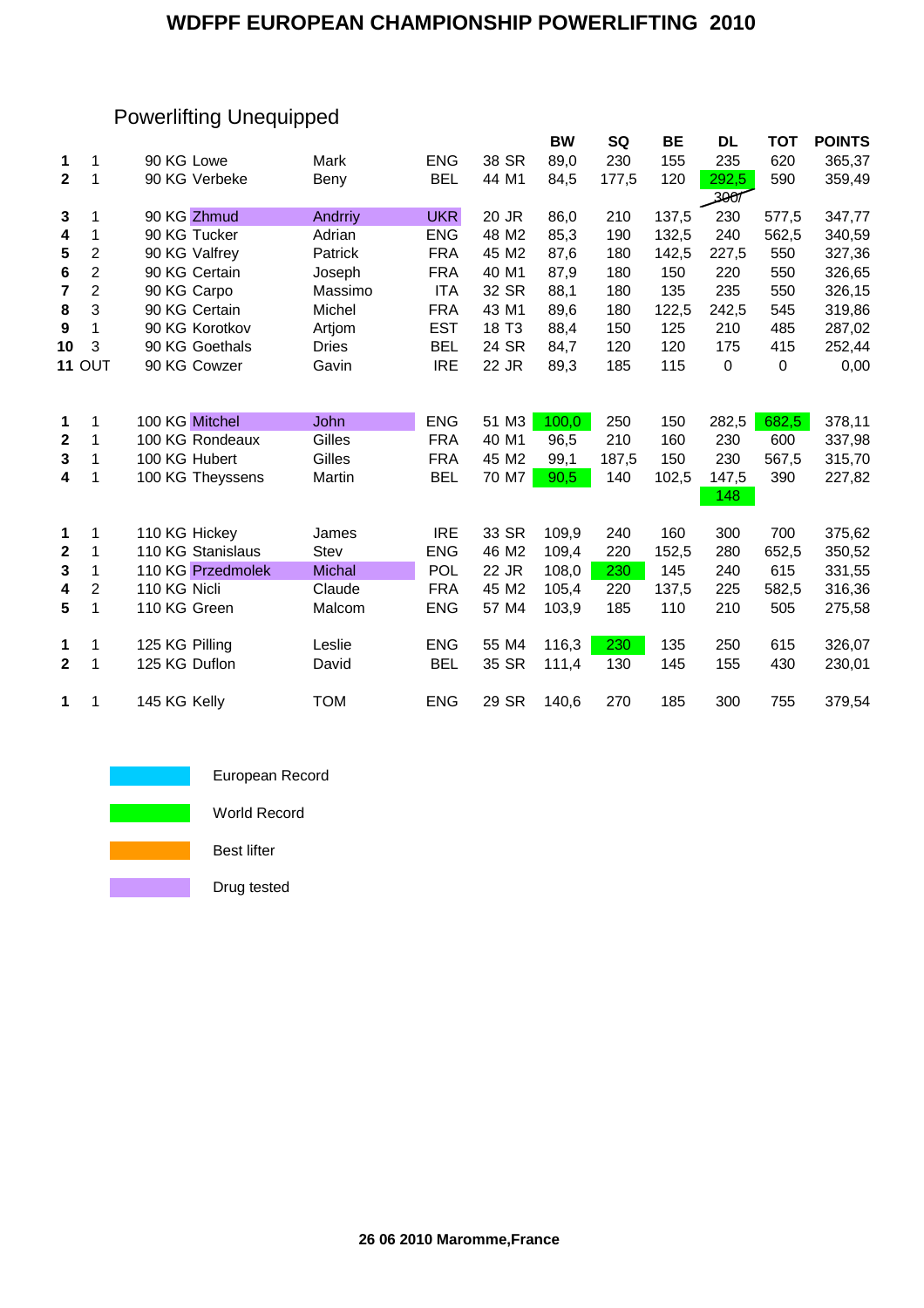# WDFPF EUROPEAN CHAMPIONSHIP POWERLIFTING 2010

## Powerlifting Unequipped

| | | | | | | | | BW | SQ | BE | DL | TOT | POINTS |
|---|---|---|---|---|---|---|---|---|---|---|---|---|---|
| **1** | 1 | 90 KG | Lowe | Mark | ENG | 38 | SR | 89,0 | 230 | 155 | 235 | 620 | 365,37 |
| **2** | 1 | 90 KG | Verbeke | Beny | BEL | 44 | M1 | 84,5 | 177,5 | 120 | 292,5 ~~300~~ | 590 | 359,49 |
| **3** | 1 | 90 KG | Zhmud | Andrriy | UKR | 20 | JR | 86,0 | 210 | 137,5 | 230 | 577,5 | 347,77 |
| **4** | 1 | 90 KG | Tucker | Adrian | ENG | 48 | M2 | 85,3 | 190 | 132,5 | 240 | 562,5 | 340,59 |
| **5** | 2 | 90 KG | Valfrey | Patrick | FRA | 45 | M2 | 87,6 | 180 | 142,5 | 227,5 | 550 | 327,36 |
| **6** | 2 | 90 KG | Certain | Joseph | FRA | 40 | M1 | 87,9 | 180 | 150 | 220 | 550 | 326,65 |
| **7** | 2 | 90 KG | Carpo | Massimo | ITA | 32 | SR | 88,1 | 180 | 135 | 235 | 550 | 326,15 |
| **8** | 3 | 90 KG | Certain | Michel | FRA | 43 | M1 | 89,6 | 180 | 122,5 | 242,5 | 545 | 319,86 |
| **9** | 1 | 90 KG | Korotkov | Artjom | EST | 18 | T3 | 88,4 | 150 | 125 | 210 | 485 | 287,02 |
| **10** | 3 | 90 KG | Goethals | Dries | BEL | 24 | SR | 84,7 | 120 | 120 | 175 | 415 | 252,44 |
| **11** | OUT | 90 KG | Cowzer | Gavin | IRE | 22 | JR | 89,3 | 185 | 115 | 0 | 0 | 0,00 |
| | | | | | | | | | | | | | |
| **1** | 1 | 100 KG | Mitchel | John | ENG | 51 | M3 | 100,0 | 250 | 150 | 282,5 | 682,5 | 378,11 |
| **2** | 1 | 100 KG | Rondeaux | Gilles | FRA | 40 | M1 | 96,5 | 210 | 160 | 230 | 600 | 337,98 |
| **3** | 1 | 100 KG | Hubert | Gilles | FRA | 45 | M2 | 99,1 | 187,5 | 150 | 230 | 567,5 | 315,70 |
| **4** | 1 | 100 KG | Theyssens | Martin | BEL | 70 | M7 | 90,5 | 140 | 102,5 | 147,5 148 | 390 | 227,82 |
| | | | | | | | | | | | | | |
| **1** | 1 | 110 KG | Hickey | James | IRE | 33 | SR | 109,9 | 240 | 160 | 300 | 700 | 375,62 |
| **2** | 1 | 110 KG | Stanislaus | Stev | ENG | 46 | M2 | 109,4 | 220 | 152,5 | 280 | 652,5 | 350,52 |
| **3** | 1 | 110 KG | Przedmolek | Michal | POL | 22 | JR | 108,0 | 230 | 145 | 240 | 615 | 331,55 |
| **4** | 2 | 110 KG | Nicli | Claude | FRA | 45 | M2 | 105,4 | 220 | 137,5 | 225 | 582,5 | 316,36 |
| **5** | 1 | 110 KG | Green | Malcom | ENG | 57 | M4 | 103,9 | 185 | 110 | 210 | 505 | 275,58 |
| | | | | | | | | | | | | | |
| **1** | 1 | 125 KG | Pilling | Leslie | ENG | 55 | M4 | 116,3 | 230 | 135 | 250 | 615 | 326,07 |
| **2** | 1 | 125 KG | Duflon | David | BEL | 35 | SR | 111,4 | 130 | 145 | 155 | 430 | 230,01 |
| | | | | | | | | | | | | | |
| **1** | 1 | 145 KG | Kelly | TOM | ENG | 29 | SR | 140,6 | 270 | 185 | 300 | 755 | 379,54 |

Legend:

- European Record
- World Record
- Best lifter
- Drug tested

**26 06 2010 Maromme,France**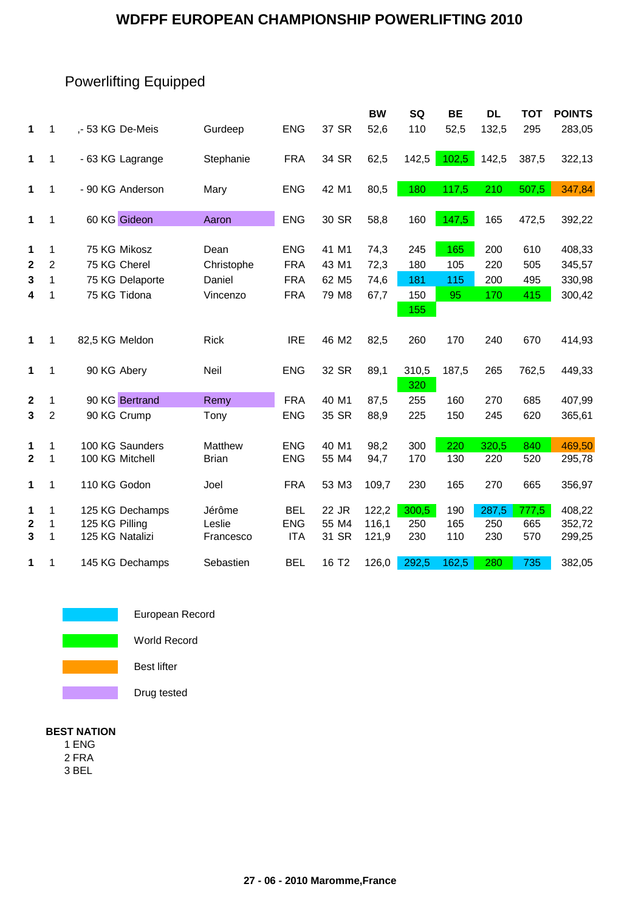# WDFPF EUROPEAN CHAMPIONSHIP POWERLIFTING 2010

## Powerlifting Equipped

| | | | | | | | | BW | SQ | BE | DL | TOT | POINTS |
|---|---|---|---|---|---|---|---|---|---|---|---|---|---|
| **1** | 1 | ,- 53 KG | De-Meis | Gurdeep | ENG | 37 | SR | 52,6 | 110 | 52,5 | 132,5 | 295 | 283,05 |
| **1** | 1 | - 63 KG | Lagrange | Stephanie | FRA | 34 | SR | 62,5 | 142,5 | 102,5 | 142,5 | 387,5 | 322,13 |
| **1** | 1 | - 90 KG | Anderson | Mary | ENG | 42 | M1 | 80,5 | 180 | 117,5 | 210 | 507,5 | 347,84 |
| **1** | 1 | 60 KG | Gideon | Aaron | ENG | 30 | SR | 58,8 | 160 | 147,5 | 165 | 472,5 | 392,22 |
| **1** | 1 | 75 KG | Mikosz | Dean | ENG | 41 | M1 | 74,3 | 245 | 165 | 200 | 610 | 408,33 |
| **2** | 2 | 75 KG | Cherel | Christophe | FRA | 43 | M1 | 72,3 | 180 | 105 | 220 | 505 | 345,57 |
| **3** | 1 | 75 KG | Delaporte | Daniel | FRA | 62 | M5 | 74,6 | 181 | 115 | 200 | 495 | 330,98 |
| **4** | 1 | 75 KG | Tidona | Vincenzo | FRA | 79 | M8 | 67,7 | 150 | 95 | 170 | 415 | 300,42 |
| | | | | | | | | | 155 | | | | |
| **1** | 1 | 82,5 KG | Meldon | Rick | IRE | 46 | M2 | 82,5 | 260 | 170 | 240 | 670 | 414,93 |
| **1** | 1 | 90 KG | Abery | Neil | ENG | 32 | SR | 89,1 | 310,5 | 187,5 | 265 | 762,5 | 449,33 |
| | | | | | | | | | 320 | | | | |
| **2** | 1 | 90 KG | Bertrand | Remy | FRA | 40 | M1 | 87,5 | 255 | 160 | 270 | 685 | 407,99 |
| **3** | 2 | 90 KG | Crump | Tony | ENG | 35 | SR | 88,9 | 225 | 150 | 245 | 620 | 365,61 |
| **1** | 1 | 100 KG | Saunders | Matthew | ENG | 40 | M1 | 98,2 | 300 | 220 | 320,5 | 840 | 469,50 |
| **2** | 1 | 100 KG | Mitchell | Brian | ENG | 55 | M4 | 94,7 | 170 | 130 | 220 | 520 | 295,78 |
| **1** | 1 | 110 KG | Godon | Joel | FRA | 53 | M3 | 109,7 | 230 | 165 | 270 | 665 | 356,97 |
| **1** | 1 | 125 KG | Dechamps | Jérôme | BEL | 22 | JR | 122,2 | 300,5 | 190 | 287,5 | 777,5 | 408,22 |
| **2** | 1 | 125 KG | Pilling | Leslie | ENG | 55 | M4 | 116,1 | 250 | 165 | 250 | 665 | 352,72 |
| **3** | 1 | 125 KG | Natalizi | Francesco | ITA | 31 | SR | 121,9 | 230 | 110 | 230 | 570 | 299,25 |
| **1** | 1 | 145 KG | Dechamps | Sebastien | BEL | 16 | T2 | 126,0 | 292,5 | 162,5 | 280 | 735 | 382,05 |

European Record

World Record

Best lifter

Drug tested

**BEST NATION**
1 ENG
2 FRA
3 BEL

**27 - 06 - 2010 Maromme,France**